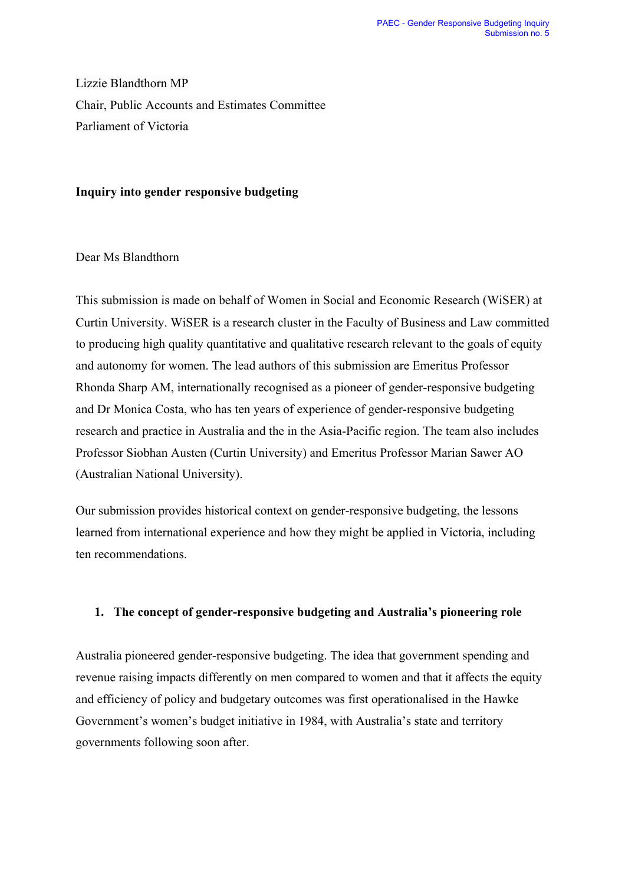Lizzie Blandthorn MP
Chair, Public Accounts and Estimates Committee
Parliament of Victoria

**Inquiry into gender responsive budgeting**

Dear Ms Blandthorn

This submission is made on behalf of Women in Social and Economic Research (WiSER) at Curtin University. WiSER is a research cluster in the Faculty of Business and Law committed to producing high quality quantitative and qualitative research relevant to the goals of equity and autonomy for women. The lead authors of this submission are Emeritus Professor Rhonda Sharp AM, internationally recognised as a pioneer of gender-responsive budgeting and Dr Monica Costa, who has ten years of experience of gender-responsive budgeting research and practice in Australia and the in the Asia-Pacific region. The team also includes Professor Siobhan Austen (Curtin University) and Emeritus Professor Marian Sawer AO (Australian National University).

Our submission provides historical context on gender-responsive budgeting, the lessons learned from international experience and how they might be applied in Victoria, including ten recommendations.

## 1. The concept of gender-responsive budgeting and Australia's pioneering role

Australia pioneered gender-responsive budgeting. The idea that government spending and revenue raising impacts differently on men compared to women and that it affects the equity and efficiency of policy and budgetary outcomes was first operationalised in the Hawke Government's women's budget initiative in 1984, with Australia's state and territory governments following soon after.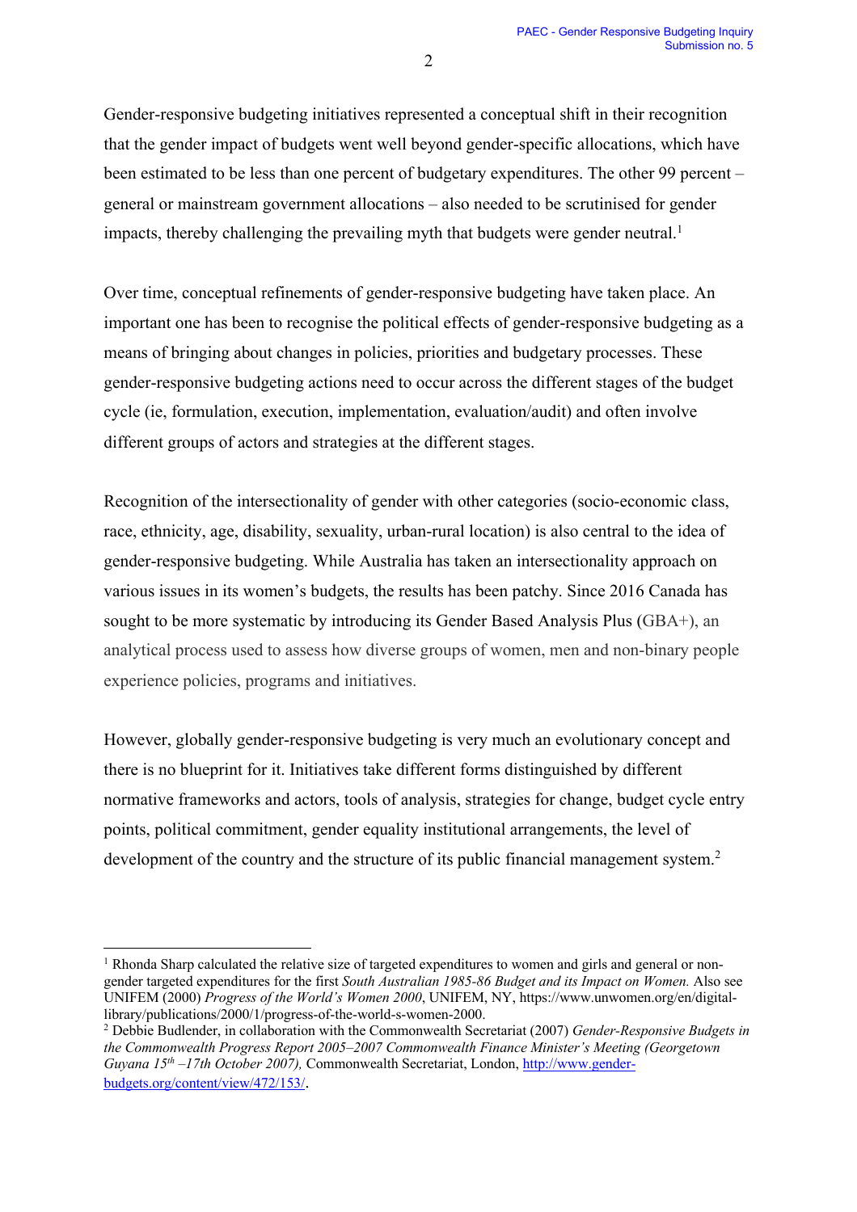Gender-responsive budgeting initiatives represented a conceptual shift in their recognition that the gender impact of budgets went well beyond gender-specific allocations, which have been estimated to be less than one percent of budgetary expenditures. The other 99 percent – general or mainstream government allocations – also needed to be scrutinised for gender impacts, thereby challenging the prevailing myth that budgets were gender neutral.[1]

Over time, conceptual refinements of gender-responsive budgeting have taken place. An important one has been to recognise the political effects of gender-responsive budgeting as a means of bringing about changes in policies, priorities and budgetary processes. These gender-responsive budgeting actions need to occur across the different stages of the budget cycle (ie, formulation, execution, implementation, evaluation/audit) and often involve different groups of actors and strategies at the different stages.

Recognition of the intersectionality of gender with other categories (socio-economic class, race, ethnicity, age, disability, sexuality, urban-rural location) is also central to the idea of gender-responsive budgeting. While Australia has taken an intersectionality approach on various issues in its women's budgets, the results has been patchy. Since 2016 Canada has sought to be more systematic by introducing its Gender Based Analysis Plus (GBA+), an analytical process used to assess how diverse groups of women, men and non-binary people experience policies, programs and initiatives.

However, globally gender-responsive budgeting is very much an evolutionary concept and there is no blueprint for it. Initiatives take different forms distinguished by different normative frameworks and actors, tools of analysis, strategies for change, budget cycle entry points, political commitment, gender equality institutional arrangements, the level of development of the country and the structure of its public financial management system.[2]

---

[1] Rhonda Sharp calculated the relative size of targeted expenditures to women and girls and general or non-gender targeted expenditures for the first *South Australian 1985-86 Budget and its Impact on Women.* Also see UNIFEM (2000) *Progress of the World's Women 2000*, UNIFEM, NY, https://www.unwomen.org/en/digital-library/publications/2000/1/progress-of-the-world-s-women-2000.

[2] Debbie Budlender, in collaboration with the Commonwealth Secretariat (2007) *Gender-Responsive Budgets in the Commonwealth Progress Report 2005–2007 Commonwealth Finance Minister's Meeting (Georgetown Guyana 15th –17th October 2007),* Commonwealth Secretariat, London, http://www.gender-budgets.org/content/view/472/153/.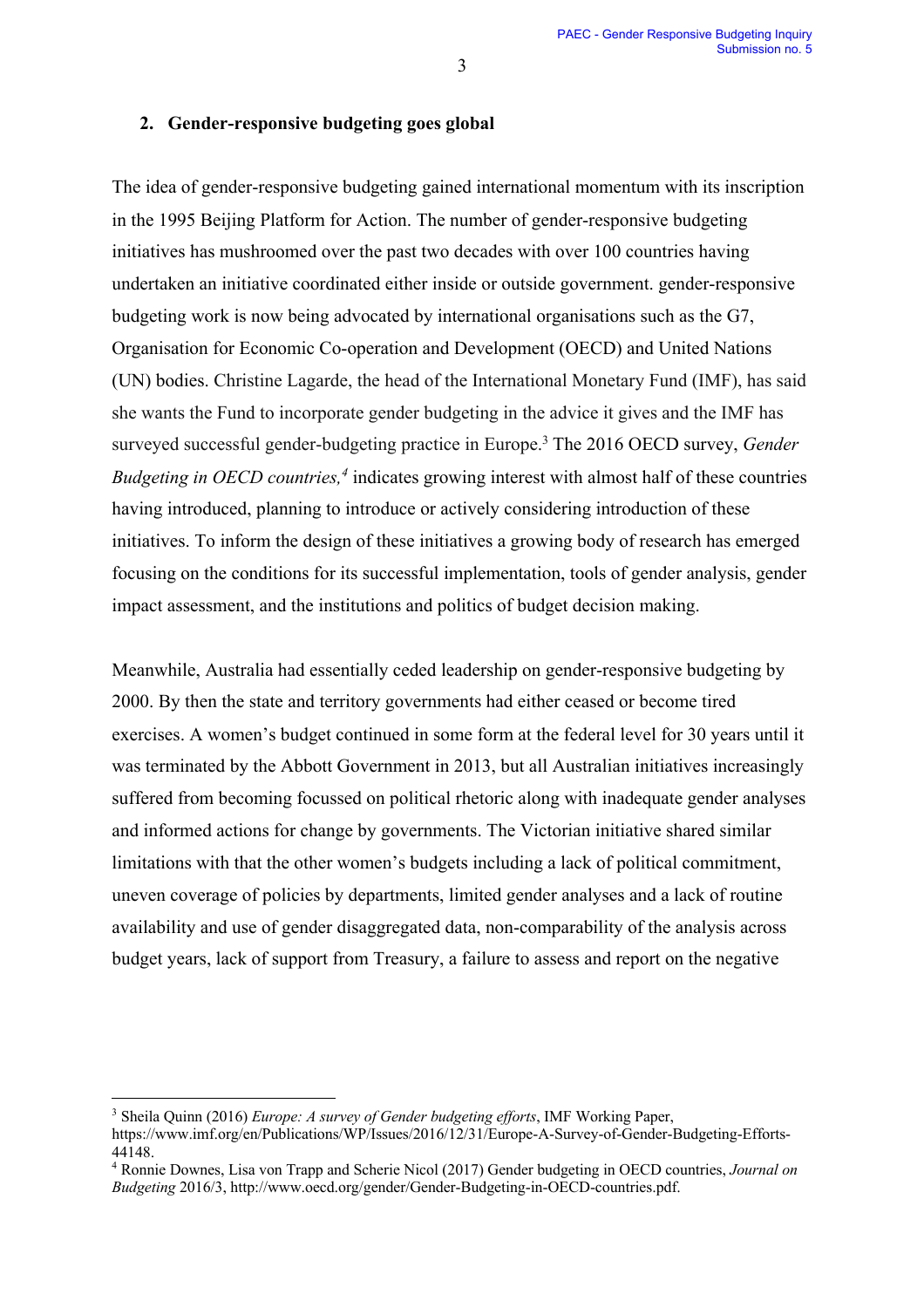## 2. Gender-responsive budgeting goes global

The idea of gender-responsive budgeting gained international momentum with its inscription in the 1995 Beijing Platform for Action. The number of gender-responsive budgeting initiatives has mushroomed over the past two decades with over 100 countries having undertaken an initiative coordinated either inside or outside government. gender-responsive budgeting work is now being advocated by international organisations such as the G7, Organisation for Economic Co-operation and Development (OECD) and United Nations (UN) bodies. Christine Lagarde, the head of the International Monetary Fund (IMF), has said she wants the Fund to incorporate gender budgeting in the advice it gives and the IMF has surveyed successful gender-budgeting practice in Europe.[3] The 2016 OECD survey, *Gender Budgeting in OECD countries,*[4] indicates growing interest with almost half of these countries having introduced, planning to introduce or actively considering introduction of these initiatives. To inform the design of these initiatives a growing body of research has emerged focusing on the conditions for its successful implementation, tools of gender analysis, gender impact assessment, and the institutions and politics of budget decision making.

Meanwhile, Australia had essentially ceded leadership on gender-responsive budgeting by 2000. By then the state and territory governments had either ceased or become tired exercises. A women's budget continued in some form at the federal level for 30 years until it was terminated by the Abbott Government in 2013, but all Australian initiatives increasingly suffered from becoming focussed on political rhetoric along with inadequate gender analyses and informed actions for change by governments. The Victorian initiative shared similar limitations with that the other women's budgets including a lack of political commitment, uneven coverage of policies by departments, limited gender analyses and a lack of routine availability and use of gender disaggregated data, non-comparability of the analysis across budget years, lack of support from Treasury, a failure to assess and report on the negative

---

[3] Sheila Quinn (2016) *Europe: A survey of Gender budgeting efforts*, IMF Working Paper, https://www.imf.org/en/Publications/WP/Issues/2016/12/31/Europe-A-Survey-of-Gender-Budgeting-Efforts-44148.

[4] Ronnie Downes, Lisa von Trapp and Scherie Nicol (2017) Gender budgeting in OECD countries, *Journal on Budgeting* 2016/3, http://www.oecd.org/gender/Gender-Budgeting-in-OECD-countries.pdf.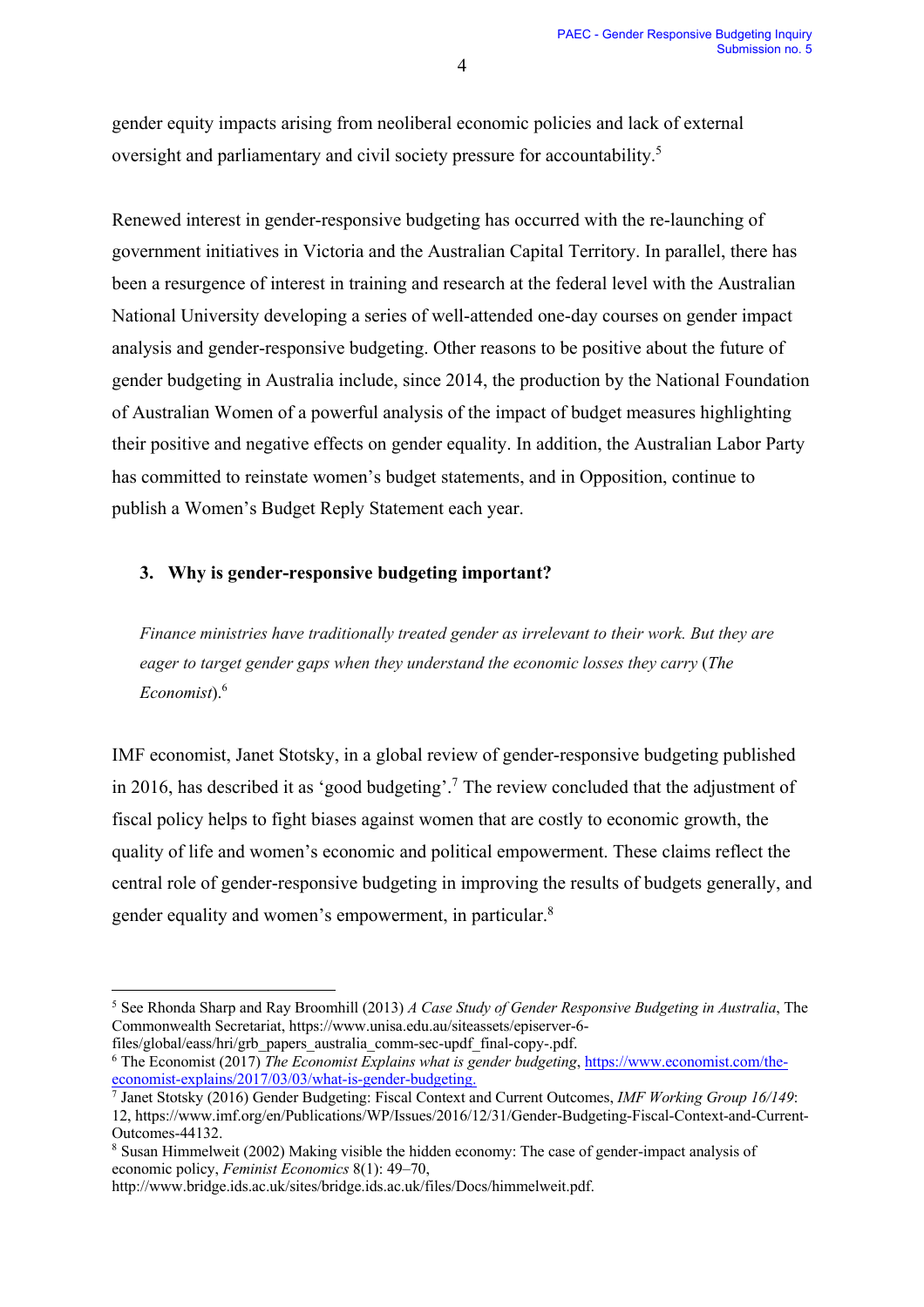gender equity impacts arising from neoliberal economic policies and lack of external oversight and parliamentary and civil society pressure for accountability.[5]

Renewed interest in gender-responsive budgeting has occurred with the re-launching of government initiatives in Victoria and the Australian Capital Territory. In parallel, there has been a resurgence of interest in training and research at the federal level with the Australian National University developing a series of well-attended one-day courses on gender impact analysis and gender-responsive budgeting. Other reasons to be positive about the future of gender budgeting in Australia include, since 2014, the production by the National Foundation of Australian Women of a powerful analysis of the impact of budget measures highlighting their positive and negative effects on gender equality. In addition, the Australian Labor Party has committed to reinstate women's budget statements, and in Opposition, continue to publish a Women's Budget Reply Statement each year.

## 3. Why is gender-responsive budgeting important?

> *Finance ministries have traditionally treated gender as irrelevant to their work. But they are eager to target gender gaps when they understand the economic losses they carry* (*The Economist*).[6]

IMF economist, Janet Stotsky, in a global review of gender-responsive budgeting published in 2016, has described it as 'good budgeting'.[7] The review concluded that the adjustment of fiscal policy helps to fight biases against women that are costly to economic growth, the quality of life and women's economic and political empowerment. These claims reflect the central role of gender-responsive budgeting in improving the results of budgets generally, and gender equality and women's empowerment, in particular.[8]

---

[5] See Rhonda Sharp and Ray Broomhill (2013) *A Case Study of Gender Responsive Budgeting in Australia*, The Commonwealth Secretariat, https://www.unisa.edu.au/siteassets/episerver-6-files/global/eass/hri/grb_papers_australia_comm-sec-updf_final-copy-.pdf.

[6] The Economist (2017) *The Economist Explains what is gender budgeting*, https://www.economist.com/the-economist-explains/2017/03/03/what-is-gender-budgeting.

[7] Janet Stotsky (2016) Gender Budgeting: Fiscal Context and Current Outcomes, *IMF Working Group 16/149*: 12, https://www.imf.org/en/Publications/WP/Issues/2016/12/31/Gender-Budgeting-Fiscal-Context-and-Current-Outcomes-44132.

[8] Susan Himmelweit (2002) Making visible the hidden economy: The case of gender-impact analysis of economic policy, *Feminist Economics* 8(1): 49–70, http://www.bridge.ids.ac.uk/sites/bridge.ids.ac.uk/files/Docs/himmelweit.pdf.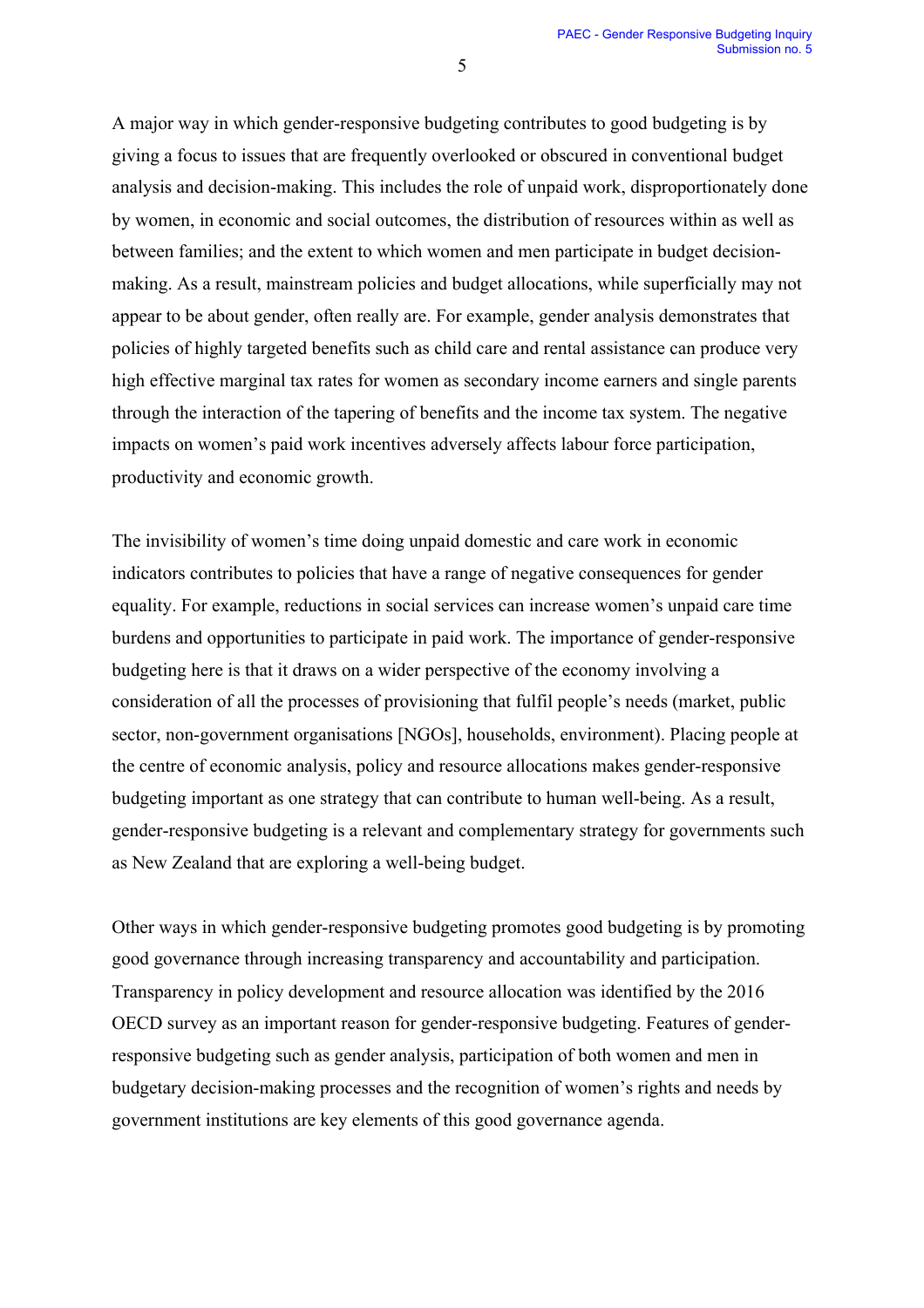A major way in which gender-responsive budgeting contributes to good budgeting is by giving a focus to issues that are frequently overlooked or obscured in conventional budget analysis and decision-making. This includes the role of unpaid work, disproportionately done by women, in economic and social outcomes, the distribution of resources within as well as between families; and the extent to which women and men participate in budget decision-making. As a result, mainstream policies and budget allocations, while superficially may not appear to be about gender, often really are. For example, gender analysis demonstrates that policies of highly targeted benefits such as child care and rental assistance can produce very high effective marginal tax rates for women as secondary income earners and single parents through the interaction of the tapering of benefits and the income tax system. The negative impacts on women's paid work incentives adversely affects labour force participation, productivity and economic growth.

The invisibility of women's time doing unpaid domestic and care work in economic indicators contributes to policies that have a range of negative consequences for gender equality. For example, reductions in social services can increase women's unpaid care time burdens and opportunities to participate in paid work. The importance of gender-responsive budgeting here is that it draws on a wider perspective of the economy involving a consideration of all the processes of provisioning that fulfil people's needs (market, public sector, non-government organisations [NGOs], households, environment). Placing people at the centre of economic analysis, policy and resource allocations makes gender-responsive budgeting important as one strategy that can contribute to human well-being. As a result, gender-responsive budgeting is a relevant and complementary strategy for governments such as New Zealand that are exploring a well-being budget.

Other ways in which gender-responsive budgeting promotes good budgeting is by promoting good governance through increasing transparency and accountability and participation. Transparency in policy development and resource allocation was identified by the 2016 OECD survey as an important reason for gender-responsive budgeting. Features of gender-responsive budgeting such as gender analysis, participation of both women and men in budgetary decision-making processes and the recognition of women's rights and needs by government institutions are key elements of this good governance agenda.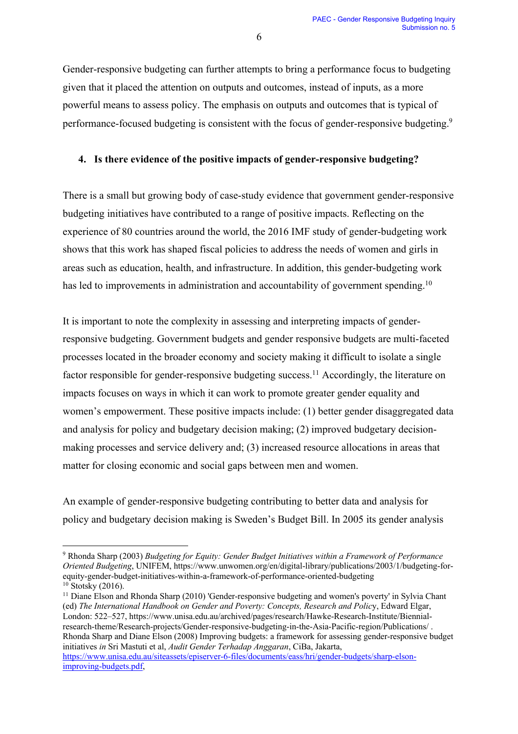Gender-responsive budgeting can further attempts to bring a performance focus to budgeting given that it placed the attention on outputs and outcomes, instead of inputs, as a more powerful means to assess policy. The emphasis on outputs and outcomes that is typical of performance-focused budgeting is consistent with the focus of gender-responsive budgeting.[9]

## 4. Is there evidence of the positive impacts of gender-responsive budgeting?

There is a small but growing body of case-study evidence that government gender-responsive budgeting initiatives have contributed to a range of positive impacts. Reflecting on the experience of 80 countries around the world, the 2016 IMF study of gender-budgeting work shows that this work has shaped fiscal policies to address the needs of women and girls in areas such as education, health, and infrastructure. In addition, this gender-budgeting work has led to improvements in administration and accountability of government spending.[10]

It is important to note the complexity in assessing and interpreting impacts of gender-responsive budgeting. Government budgets and gender responsive budgets are multi-faceted processes located in the broader economy and society making it difficult to isolate a single factor responsible for gender-responsive budgeting success.[11] Accordingly, the literature on impacts focuses on ways in which it can work to promote greater gender equality and women's empowerment. These positive impacts include: (1) better gender disaggregated data and analysis for policy and budgetary decision making; (2) improved budgetary decision-making processes and service delivery and; (3) increased resource allocations in areas that matter for closing economic and social gaps between men and women.

An example of gender-responsive budgeting contributing to better data and analysis for policy and budgetary decision making is Sweden's Budget Bill. In 2005 its gender analysis

---

[9] Rhonda Sharp (2003) *Budgeting for Equity: Gender Budget Initiatives within a Framework of Performance Oriented Budgeting*, UNIFEM, https://www.unwomen.org/en/digital-library/publications/2003/1/budgeting-for-equity-gender-budget-initiatives-within-a-framework-of-performance-oriented-budgeting

[10] Stotsky (2016).

[11] Diane Elson and Rhonda Sharp (2010) 'Gender-responsive budgeting and women's poverty' in Sylvia Chant (ed) *The International Handbook on Gender and Poverty: Concepts, Research and Policy*, Edward Elgar, London: 522–527, https://www.unisa.edu.au/archived/pages/research/Hawke-Research-Institute/Biennial-research-theme/Research-projects/Gender-responsive-budgeting-in-the-Asia-Pacific-region/Publications/ . Rhonda Sharp and Diane Elson (2008) Improving budgets: a framework for assessing gender-responsive budget initiatives *in* Sri Mastuti et al, *Audit Gender Terhadap Anggaran*, CiBa, Jakarta, https://www.unisa.edu.au/siteassets/episerver-6-files/documents/eass/hri/gender-budgets/sharp-elson-improving-budgets.pdf,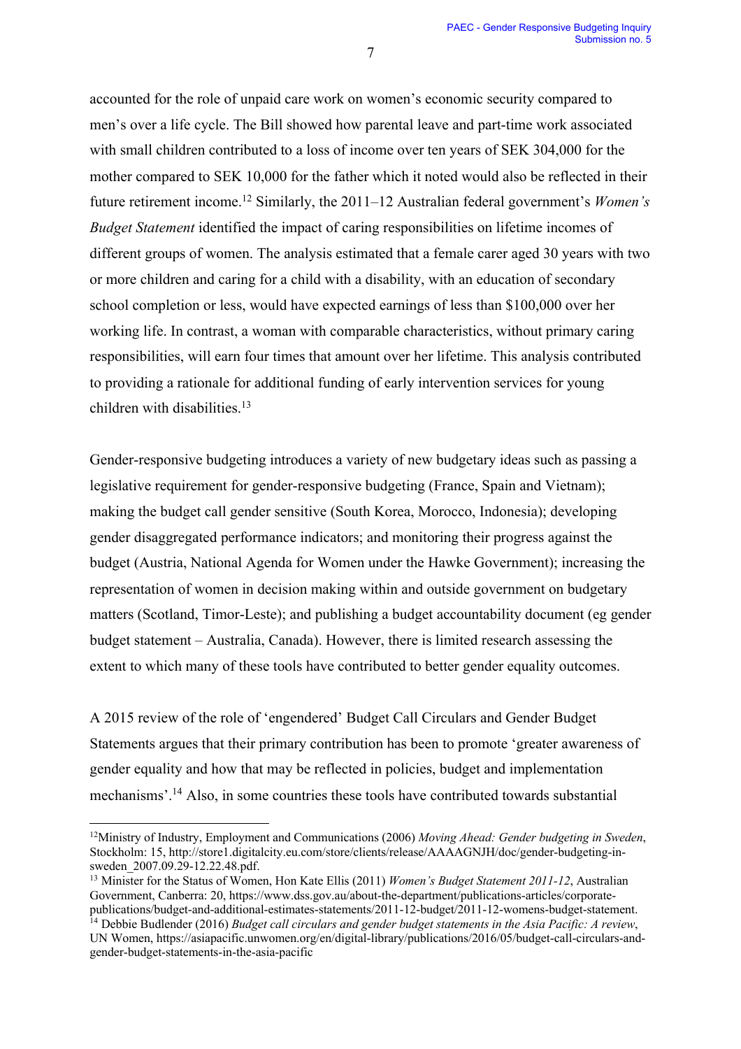accounted for the role of unpaid care work on women's economic security compared to men's over a life cycle. The Bill showed how parental leave and part-time work associated with small children contributed to a loss of income over ten years of SEK 304,000 for the mother compared to SEK 10,000 for the father which it noted would also be reflected in their future retirement income.[12] Similarly, the 2011–12 Australian federal government's *Women's Budget Statement* identified the impact of caring responsibilities on lifetime incomes of different groups of women. The analysis estimated that a female carer aged 30 years with two or more children and caring for a child with a disability, with an education of secondary school completion or less, would have expected earnings of less than $100,000 over her working life. In contrast, a woman with comparable characteristics, without primary caring responsibilities, will earn four times that amount over her lifetime. This analysis contributed to providing a rationale for additional funding of early intervention services for young children with disabilities.[13]

Gender-responsive budgeting introduces a variety of new budgetary ideas such as passing a legislative requirement for gender-responsive budgeting (France, Spain and Vietnam); making the budget call gender sensitive (South Korea, Morocco, Indonesia); developing gender disaggregated performance indicators; and monitoring their progress against the budget (Austria, National Agenda for Women under the Hawke Government); increasing the representation of women in decision making within and outside government on budgetary matters (Scotland, Timor-Leste); and publishing a budget accountability document (eg gender budget statement – Australia, Canada). However, there is limited research assessing the extent to which many of these tools have contributed to better gender equality outcomes.

A 2015 review of the role of 'engendered' Budget Call Circulars and Gender Budget Statements argues that their primary contribution has been to promote 'greater awareness of gender equality and how that may be reflected in policies, budget and implementation mechanisms'.[14] Also, in some countries these tools have contributed towards substantial

---

[12] Ministry of Industry, Employment and Communications (2006) *Moving Ahead: Gender budgeting in Sweden*, Stockholm: 15, http://store1.digitalcity.eu.com/store/clients/release/AAAAGNJH/doc/gender-budgeting-in-sweden_2007.09.29-12.22.48.pdf.

[13] Minister for the Status of Women, Hon Kate Ellis (2011) *Women's Budget Statement 2011-12*, Australian Government, Canberra: 20, https://www.dss.gov.au/about-the-department/publications-articles/corporate-publications/budget-and-additional-estimates-statements/2011-12-budget/2011-12-womens-budget-statement.

[14] Debbie Budlender (2016) *Budget call circulars and gender budget statements in the Asia Pacific: A review*, UN Women, https://asiapacific.unwomen.org/en/digital-library/publications/2016/05/budget-call-circulars-and-gender-budget-statements-in-the-asia-pacific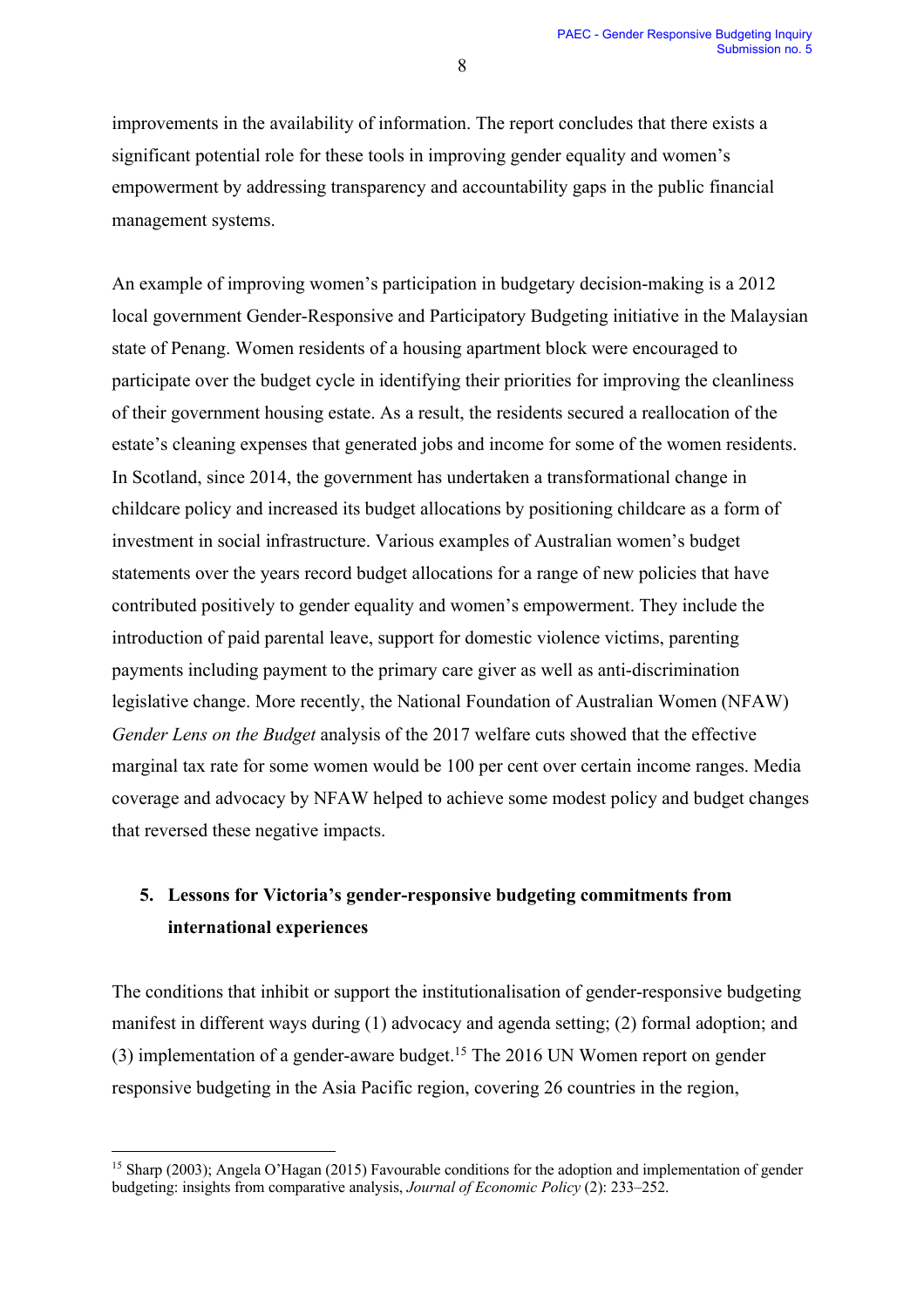improvements in the availability of information. The report concludes that there exists a significant potential role for these tools in improving gender equality and women's empowerment by addressing transparency and accountability gaps in the public financial management systems.

An example of improving women's participation in budgetary decision-making is a 2012 local government Gender-Responsive and Participatory Budgeting initiative in the Malaysian state of Penang. Women residents of a housing apartment block were encouraged to participate over the budget cycle in identifying their priorities for improving the cleanliness of their government housing estate. As a result, the residents secured a reallocation of the estate's cleaning expenses that generated jobs and income for some of the women residents. In Scotland, since 2014, the government has undertaken a transformational change in childcare policy and increased its budget allocations by positioning childcare as a form of investment in social infrastructure. Various examples of Australian women's budget statements over the years record budget allocations for a range of new policies that have contributed positively to gender equality and women's empowerment. They include the introduction of paid parental leave, support for domestic violence victims, parenting payments including payment to the primary care giver as well as anti-discrimination legislative change. More recently, the National Foundation of Australian Women (NFAW) *Gender Lens on the Budget* analysis of the 2017 welfare cuts showed that the effective marginal tax rate for some women would be 100 per cent over certain income ranges. Media coverage and advocacy by NFAW helped to achieve some modest policy and budget changes that reversed these negative impacts.

## 5. Lessons for Victoria's gender-responsive budgeting commitments from international experiences

The conditions that inhibit or support the institutionalisation of gender-responsive budgeting manifest in different ways during (1) advocacy and agenda setting; (2) formal adoption; and (3) implementation of a gender-aware budget.[15] The 2016 UN Women report on gender responsive budgeting in the Asia Pacific region, covering 26 countries in the region,

---

[15] Sharp (2003); Angela O'Hagan (2015) Favourable conditions for the adoption and implementation of gender budgeting: insights from comparative analysis, *Journal of Economic Policy* (2): 233–252.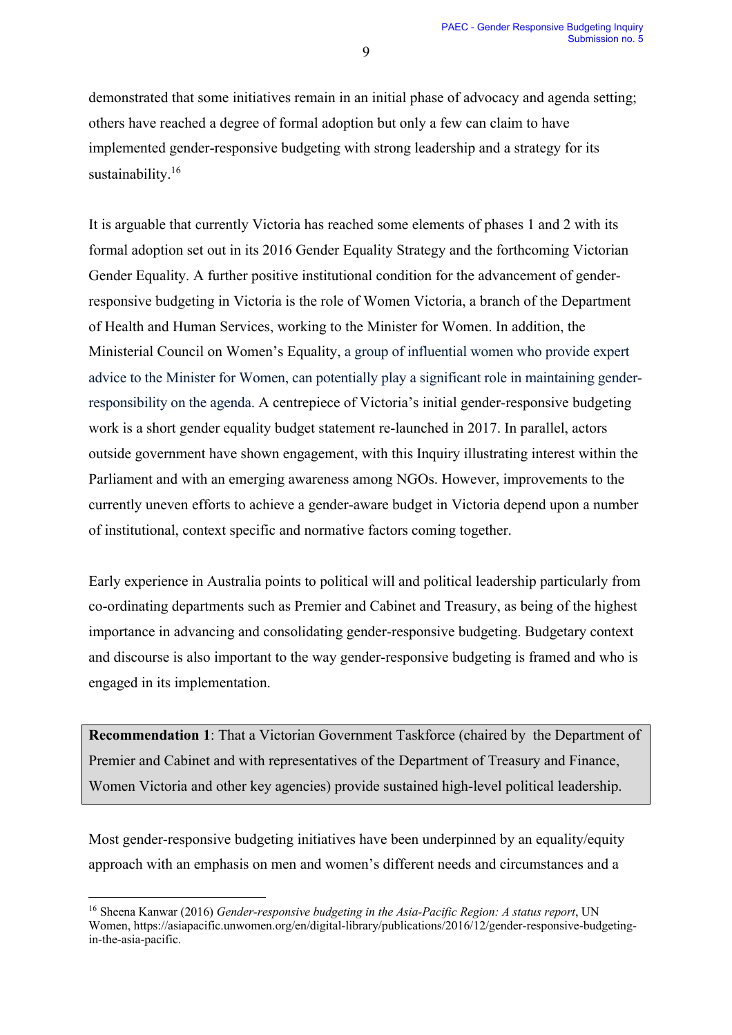demonstrated that some initiatives remain in an initial phase of advocacy and agenda setting; others have reached a degree of formal adoption but only a few can claim to have implemented gender-responsive budgeting with strong leadership and a strategy for its sustainability.[16]

It is arguable that currently Victoria has reached some elements of phases 1 and 2 with its formal adoption set out in its 2016 Gender Equality Strategy and the forthcoming Victorian Gender Equality. A further positive institutional condition for the advancement of gender-responsive budgeting in Victoria is the role of Women Victoria, a branch of the Department of Health and Human Services, working to the Minister for Women. In addition, the Ministerial Council on Women's Equality, a group of influential women who provide expert advice to the Minister for Women, can potentially play a significant role in maintaining gender-responsibility on the agenda. A centrepiece of Victoria's initial gender-responsive budgeting work is a short gender equality budget statement re-launched in 2017. In parallel, actors outside government have shown engagement, with this Inquiry illustrating interest within the Parliament and with an emerging awareness among NGOs. However, improvements to the currently uneven efforts to achieve a gender-aware budget in Victoria depend upon a number of institutional, context specific and normative factors coming together.

Early experience in Australia points to political will and political leadership particularly from co-ordinating departments such as Premier and Cabinet and Treasury, as being of the highest importance in advancing and consolidating gender-responsive budgeting. Budgetary context and discourse is also important to the way gender-responsive budgeting is framed and who is engaged in its implementation.

> **Recommendation 1**: That a Victorian Government Taskforce (chaired by the Department of Premier and Cabinet and with representatives of the Department of Treasury and Finance, Women Victoria and other key agencies) provide sustained high-level political leadership.

Most gender-responsive budgeting initiatives have been underpinned by an equality/equity approach with an emphasis on men and women's different needs and circumstances and a

[16] Sheena Kanwar (2016) *Gender-responsive budgeting in the Asia-Pacific Region: A status report*, UN Women, https://asiapacific.unwomen.org/en/digital-library/publications/2016/12/gender-responsive-budgeting-in-the-asia-pacific.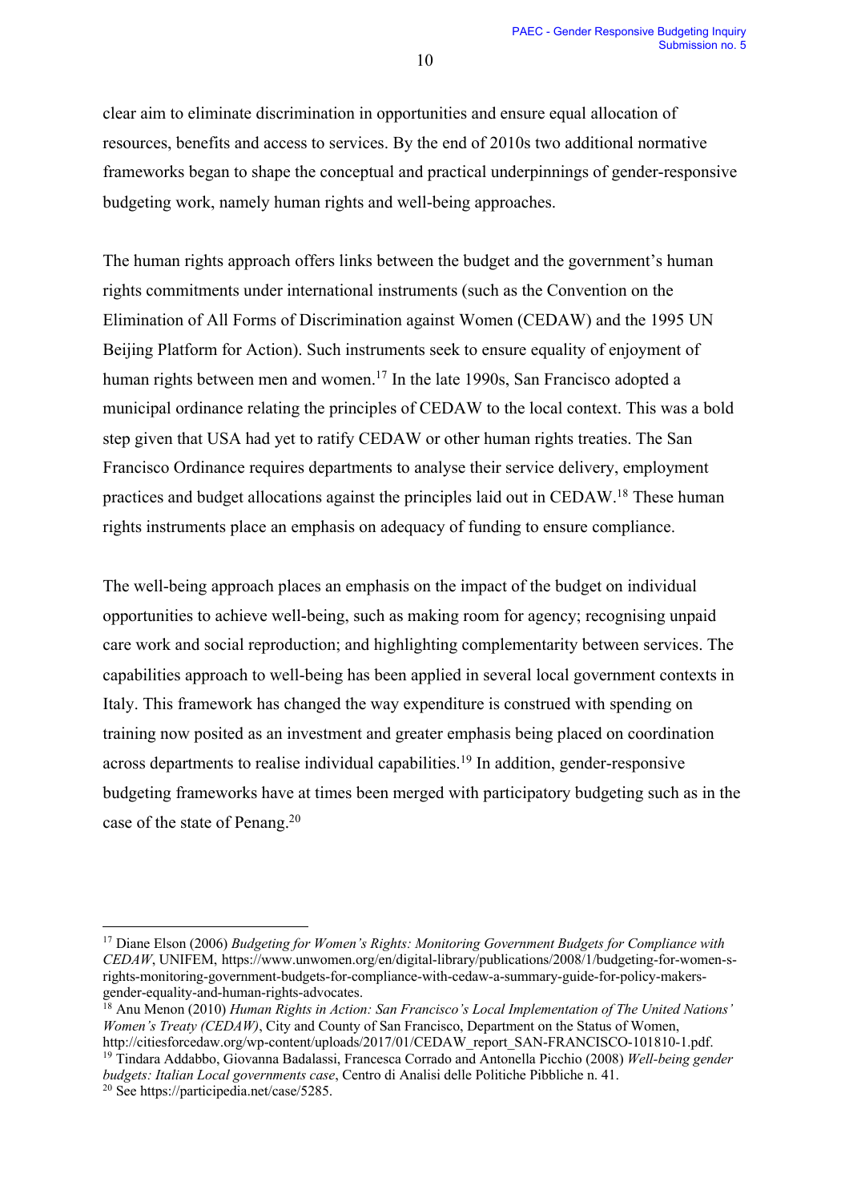clear aim to eliminate discrimination in opportunities and ensure equal allocation of resources, benefits and access to services. By the end of 2010s two additional normative frameworks began to shape the conceptual and practical underpinnings of gender-responsive budgeting work, namely human rights and well-being approaches.

The human rights approach offers links between the budget and the government's human rights commitments under international instruments (such as the Convention on the Elimination of All Forms of Discrimination against Women (CEDAW) and the 1995 UN Beijing Platform for Action). Such instruments seek to ensure equality of enjoyment of human rights between men and women.[17] In the late 1990s, San Francisco adopted a municipal ordinance relating the principles of CEDAW to the local context. This was a bold step given that USA had yet to ratify CEDAW or other human rights treaties. The San Francisco Ordinance requires departments to analyse their service delivery, employment practices and budget allocations against the principles laid out in CEDAW.[18] These human rights instruments place an emphasis on adequacy of funding to ensure compliance.

The well-being approach places an emphasis on the impact of the budget on individual opportunities to achieve well-being, such as making room for agency; recognising unpaid care work and social reproduction; and highlighting complementarity between services. The capabilities approach to well-being has been applied in several local government contexts in Italy. This framework has changed the way expenditure is construed with spending on training now posited as an investment and greater emphasis being placed on coordination across departments to realise individual capabilities.[19] In addition, gender-responsive budgeting frameworks have at times been merged with participatory budgeting such as in the case of the state of Penang.[20]

---

[17] Diane Elson (2006) *Budgeting for Women's Rights: Monitoring Government Budgets for Compliance with CEDAW*, UNIFEM, https://www.unwomen.org/en/digital-library/publications/2008/1/budgeting-for-women-s-rights-monitoring-government-budgets-for-compliance-with-cedaw-a-summary-guide-for-policy-makers-gender-equality-and-human-rights-advocates.

[18] Anu Menon (2010) *Human Rights in Action: San Francisco's Local Implementation of The United Nations' Women's Treaty (CEDAW)*, City and County of San Francisco, Department on the Status of Women, http://citiesforcedaw.org/wp-content/uploads/2017/01/CEDAW_report_SAN-FRANCISCO-101810-1.pdf.

[19] Tindara Addabbo, Giovanna Badalassi, Francesca Corrado and Antonella Picchio (2008) *Well-being gender budgets: Italian Local governments case*, Centro di Analisi delle Politiche Pibbliche n. 41.

[20] See https://participedia.net/case/5285.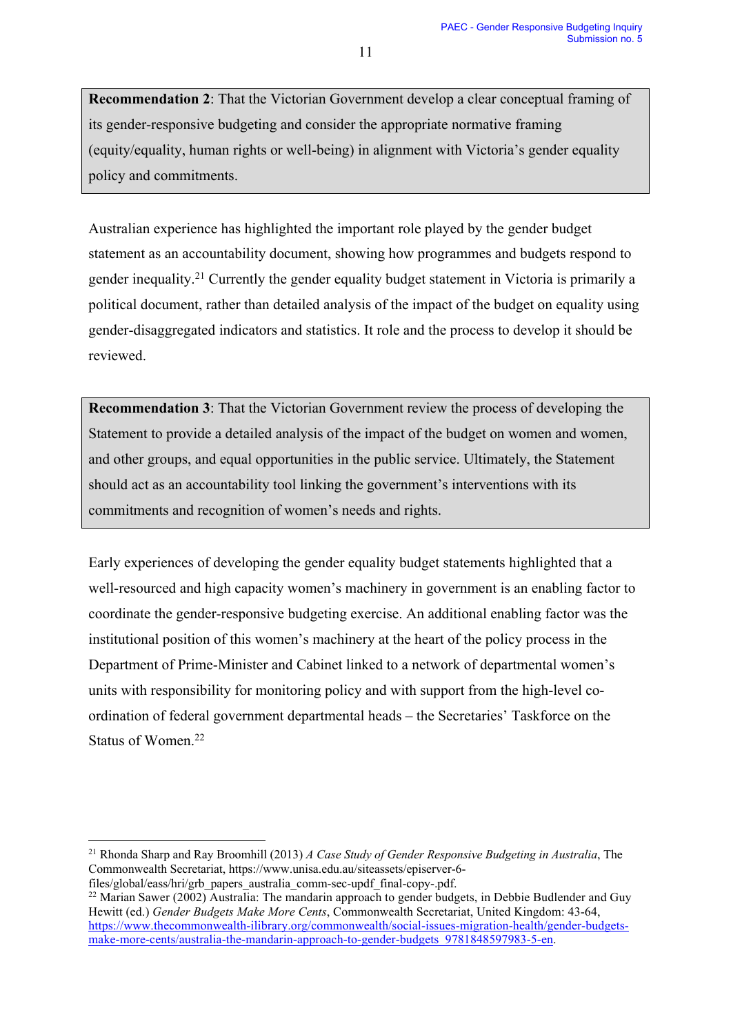> **Recommendation 2**: That the Victorian Government develop a clear conceptual framing of its gender-responsive budgeting and consider the appropriate normative framing (equity/equality, human rights or well-being) in alignment with Victoria's gender equality policy and commitments.

Australian experience has highlighted the important role played by the gender budget statement as an accountability document, showing how programmes and budgets respond to gender inequality.[21] Currently the gender equality budget statement in Victoria is primarily a political document, rather than detailed analysis of the impact of the budget on equality using gender-disaggregated indicators and statistics. It role and the process to develop it should be reviewed.

> **Recommendation 3**: That the Victorian Government review the process of developing the Statement to provide a detailed analysis of the impact of the budget on women and women, and other groups, and equal opportunities in the public service. Ultimately, the Statement should act as an accountability tool linking the government's interventions with its commitments and recognition of women's needs and rights.

Early experiences of developing the gender equality budget statements highlighted that a well-resourced and high capacity women's machinery in government is an enabling factor to coordinate the gender-responsive budgeting exercise. An additional enabling factor was the institutional position of this women's machinery at the heart of the policy process in the Department of Prime-Minister and Cabinet linked to a network of departmental women's units with responsibility for monitoring policy and with support from the high-level co-ordination of federal government departmental heads – the Secretaries' Taskforce on the Status of Women.[22]

---

[21] Rhonda Sharp and Ray Broomhill (2013) *A Case Study of Gender Responsive Budgeting in Australia*, The Commonwealth Secretariat, https://www.unisa.edu.au/siteassets/episerver-6-files/global/eass/hri/grb_papers_australia_comm-sec-updf_final-copy-.pdf.

[22] Marian Sawer (2002) Australia: The mandarin approach to gender budgets, in Debbie Budlender and Guy Hewitt (ed.) *Gender Budgets Make More Cents*, Commonwealth Secretariat, United Kingdom: 43-64, https://www.thecommonwealth-ilibrary.org/commonwealth/social-issues-migration-health/gender-budgets-make-more-cents/australia-the-mandarin-approach-to-gender-budgets_9781848597983-5-en.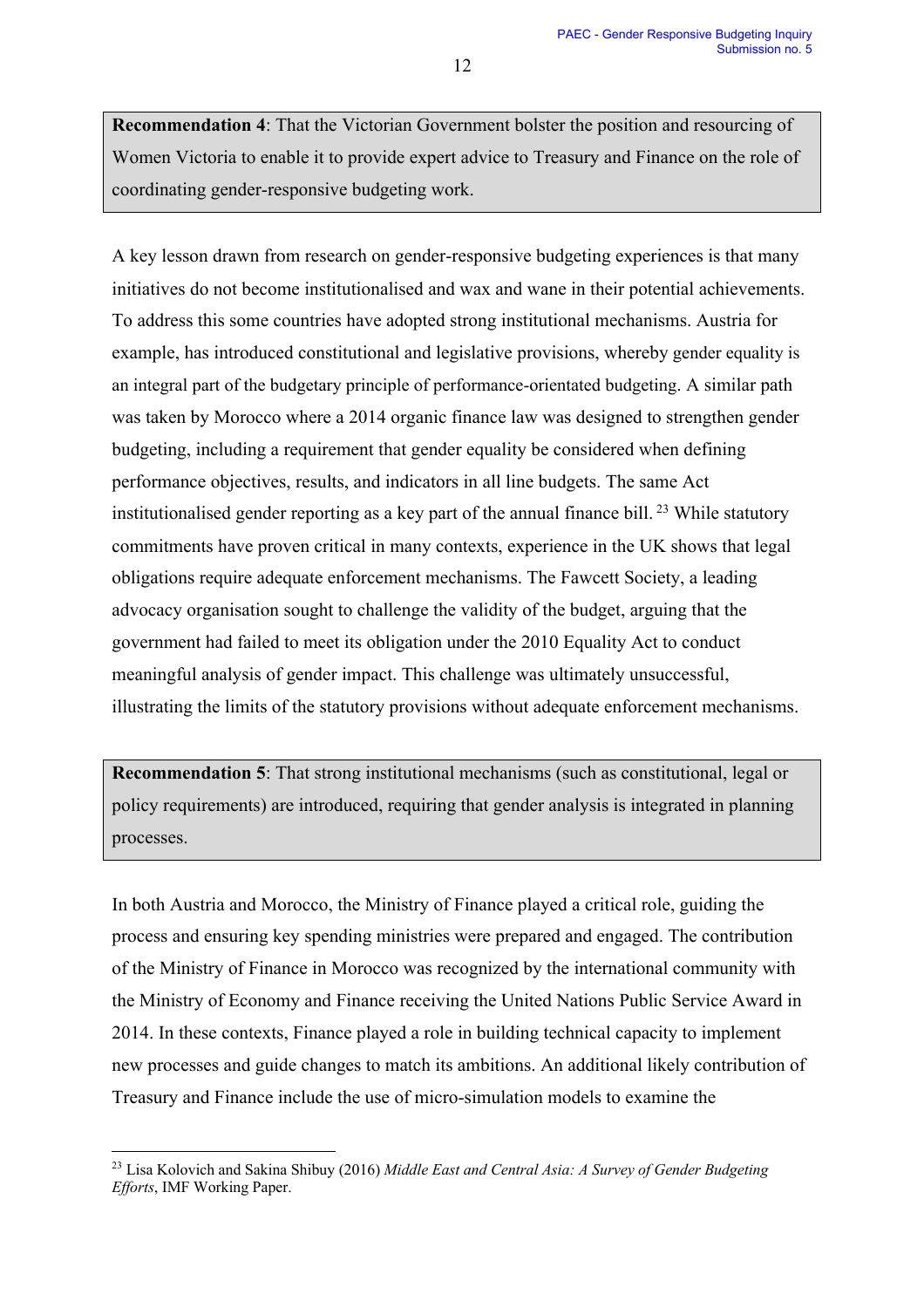**Recommendation 4**: That the Victorian Government bolster the position and resourcing of Women Victoria to enable it to provide expert advice to Treasury and Finance on the role of coordinating gender-responsive budgeting work.

A key lesson drawn from research on gender-responsive budgeting experiences is that many initiatives do not become institutionalised and wax and wane in their potential achievements. To address this some countries have adopted strong institutional mechanisms. Austria for example, has introduced constitutional and legislative provisions, whereby gender equality is an integral part of the budgetary principle of performance-orientated budgeting. A similar path was taken by Morocco where a 2014 organic finance law was designed to strengthen gender budgeting, including a requirement that gender equality be considered when defining performance objectives, results, and indicators in all line budgets. The same Act institutionalised gender reporting as a key part of the annual finance bill. [23] While statutory commitments have proven critical in many contexts, experience in the UK shows that legal obligations require adequate enforcement mechanisms. The Fawcett Society, a leading advocacy organisation sought to challenge the validity of the budget, arguing that the government had failed to meet its obligation under the 2010 Equality Act to conduct meaningful analysis of gender impact. This challenge was ultimately unsuccessful, illustrating the limits of the statutory provisions without adequate enforcement mechanisms.

**Recommendation 5**: That strong institutional mechanisms (such as constitutional, legal or policy requirements) are introduced, requiring that gender analysis is integrated in planning processes.

In both Austria and Morocco, the Ministry of Finance played a critical role, guiding the process and ensuring key spending ministries were prepared and engaged. The contribution of the Ministry of Finance in Morocco was recognized by the international community with the Ministry of Economy and Finance receiving the United Nations Public Service Award in 2014. In these contexts, Finance played a role in building technical capacity to implement new processes and guide changes to match its ambitions. An additional likely contribution of Treasury and Finance include the use of micro-simulation models to examine the

---

[23] Lisa Kolovich and Sakina Shibuy (2016) *Middle East and Central Asia: A Survey of Gender Budgeting Efforts*, IMF Working Paper.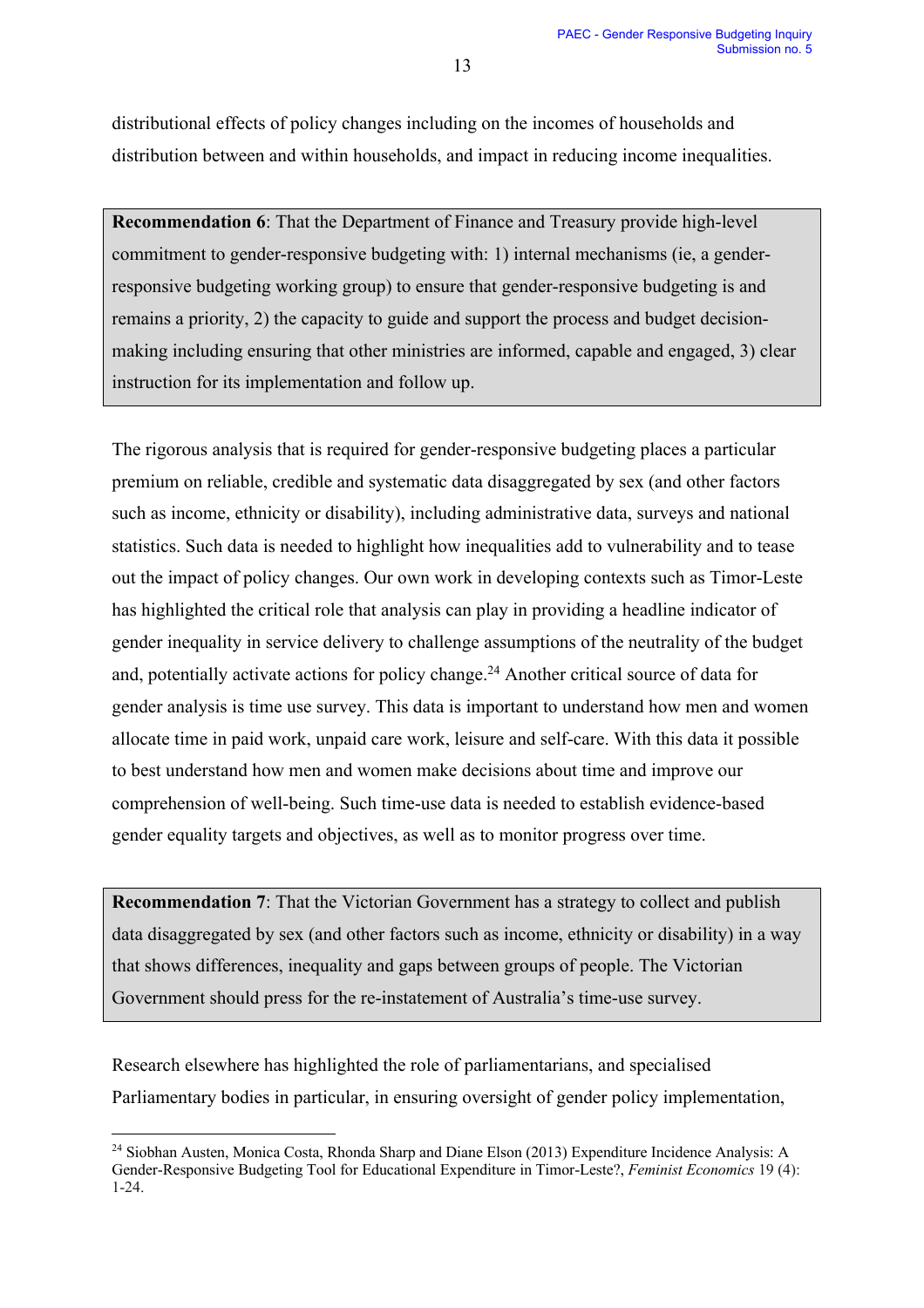distributional effects of policy changes including on the incomes of households and distribution between and within households, and impact in reducing income inequalities.

**Recommendation 6**: That the Department of Finance and Treasury provide high-level commitment to gender-responsive budgeting with: 1) internal mechanisms (ie, a gender-responsive budgeting working group) to ensure that gender-responsive budgeting is and remains a priority, 2) the capacity to guide and support the process and budget decision-making including ensuring that other ministries are informed, capable and engaged, 3) clear instruction for its implementation and follow up.

The rigorous analysis that is required for gender-responsive budgeting places a particular premium on reliable, credible and systematic data disaggregated by sex (and other factors such as income, ethnicity or disability), including administrative data, surveys and national statistics. Such data is needed to highlight how inequalities add to vulnerability and to tease out the impact of policy changes. Our own work in developing contexts such as Timor-Leste has highlighted the critical role that analysis can play in providing a headline indicator of gender inequality in service delivery to challenge assumptions of the neutrality of the budget and, potentially activate actions for policy change.[24] Another critical source of data for gender analysis is time use survey. This data is important to understand how men and women allocate time in paid work, unpaid care work, leisure and self-care. With this data it possible to best understand how men and women make decisions about time and improve our comprehension of well-being. Such time-use data is needed to establish evidence-based gender equality targets and objectives, as well as to monitor progress over time.

**Recommendation 7**: That the Victorian Government has a strategy to collect and publish data disaggregated by sex (and other factors such as income, ethnicity or disability) in a way that shows differences, inequality and gaps between groups of people. The Victorian Government should press for the re-instatement of Australia's time-use survey.

Research elsewhere has highlighted the role of parliamentarians, and specialised Parliamentary bodies in particular, in ensuring oversight of gender policy implementation,

---

[24] Siobhan Austen, Monica Costa, Rhonda Sharp and Diane Elson (2013) Expenditure Incidence Analysis: A Gender-Responsive Budgeting Tool for Educational Expenditure in Timor-Leste?, *Feminist Economics* 19 (4): 1-24.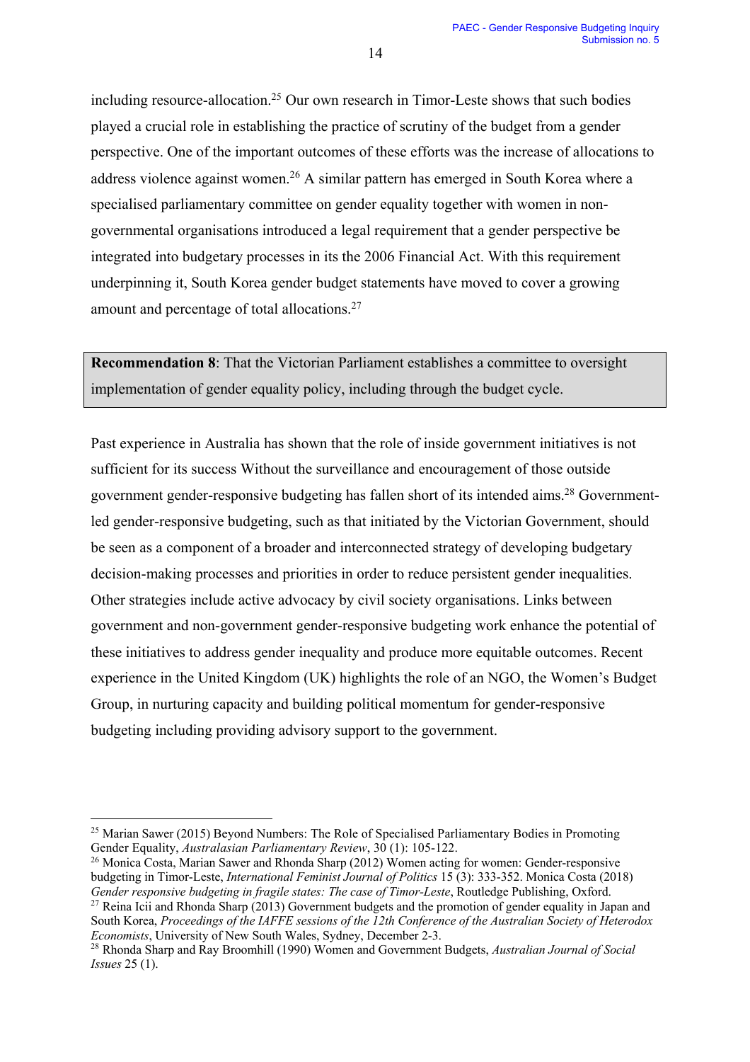including resource-allocation.[25] Our own research in Timor-Leste shows that such bodies played a crucial role in establishing the practice of scrutiny of the budget from a gender perspective. One of the important outcomes of these efforts was the increase of allocations to address violence against women.[26] A similar pattern has emerged in South Korea where a specialised parliamentary committee on gender equality together with women in non-governmental organisations introduced a legal requirement that a gender perspective be integrated into budgetary processes in its the 2006 Financial Act. With this requirement underpinning it, South Korea gender budget statements have moved to cover a growing amount and percentage of total allocations.[27]

**Recommendation 8**: That the Victorian Parliament establishes a committee to oversight implementation of gender equality policy, including through the budget cycle.

Past experience in Australia has shown that the role of inside government initiatives is not sufficient for its success Without the surveillance and encouragement of those outside government gender-responsive budgeting has fallen short of its intended aims.[28] Government-led gender-responsive budgeting, such as that initiated by the Victorian Government, should be seen as a component of a broader and interconnected strategy of developing budgetary decision-making processes and priorities in order to reduce persistent gender inequalities. Other strategies include active advocacy by civil society organisations. Links between government and non-government gender-responsive budgeting work enhance the potential of these initiatives to address gender inequality and produce more equitable outcomes. Recent experience in the United Kingdom (UK) highlights the role of an NGO, the Women's Budget Group, in nurturing capacity and building political momentum for gender-responsive budgeting including providing advisory support to the government.

---

[25] Marian Sawer (2015) Beyond Numbers: The Role of Specialised Parliamentary Bodies in Promoting Gender Equality, *Australasian Parliamentary Review*, 30 (1): 105-122.

[26] Monica Costa, Marian Sawer and Rhonda Sharp (2012) Women acting for women: Gender-responsive budgeting in Timor-Leste, *International Feminist Journal of Politics* 15 (3): 333-352. Monica Costa (2018) *Gender responsive budgeting in fragile states: The case of Timor-Leste*, Routledge Publishing, Oxford.

[27] Reina Icii and Rhonda Sharp (2013) Government budgets and the promotion of gender equality in Japan and South Korea, *Proceedings of the IAFFE sessions of the 12th Conference of the Australian Society of Heterodox Economists*, University of New South Wales, Sydney, December 2-3.

[28] Rhonda Sharp and Ray Broomhill (1990) Women and Government Budgets, *Australian Journal of Social Issues* 25 (1).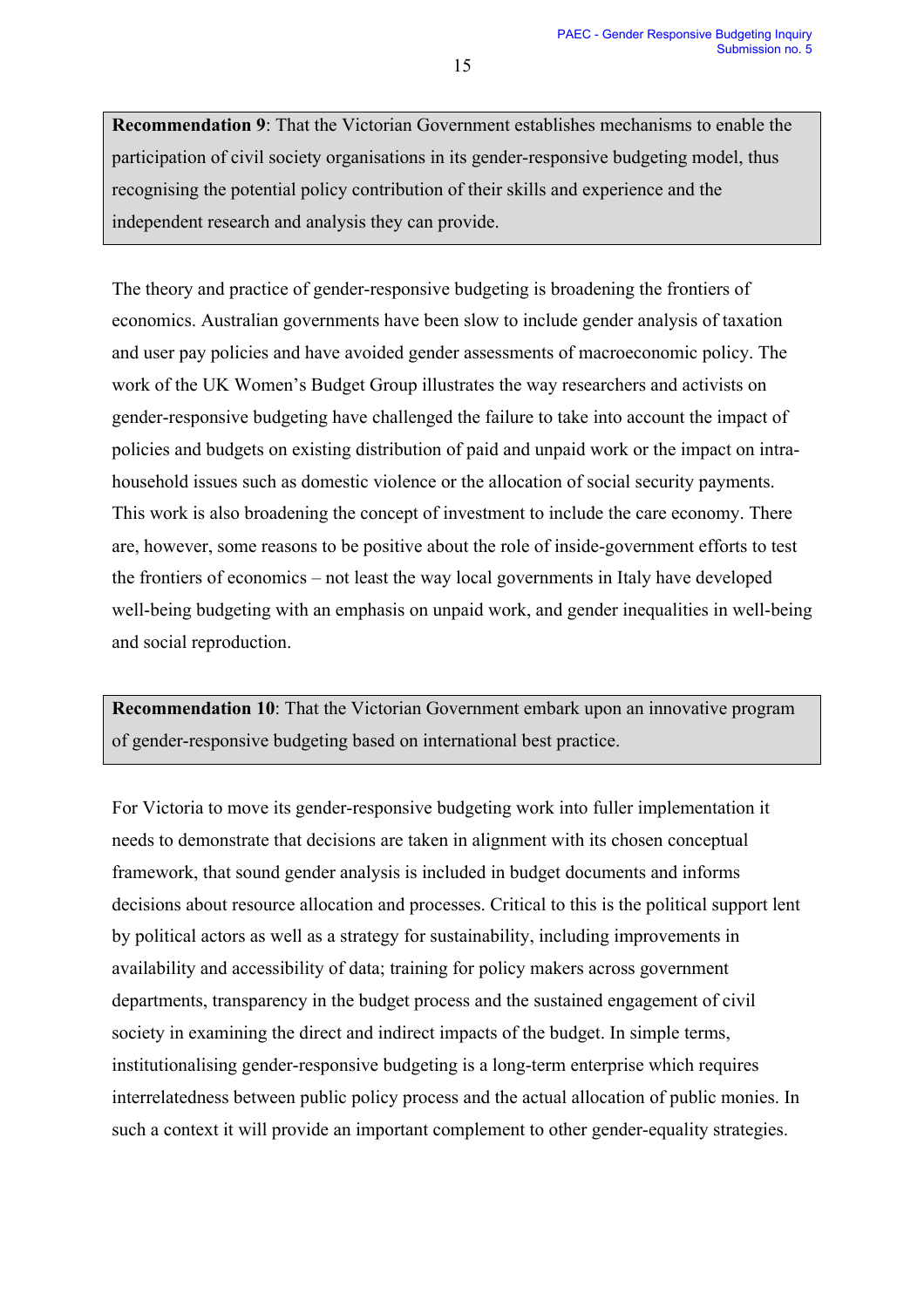> **Recommendation 9**: That the Victorian Government establishes mechanisms to enable the participation of civil society organisations in its gender-responsive budgeting model, thus recognising the potential policy contribution of their skills and experience and the independent research and analysis they can provide.

The theory and practice of gender-responsive budgeting is broadening the frontiers of economics. Australian governments have been slow to include gender analysis of taxation and user pay policies and have avoided gender assessments of macroeconomic policy. The work of the UK Women's Budget Group illustrates the way researchers and activists on gender-responsive budgeting have challenged the failure to take into account the impact of policies and budgets on existing distribution of paid and unpaid work or the impact on intra-household issues such as domestic violence or the allocation of social security payments. This work is also broadening the concept of investment to include the care economy. There are, however, some reasons to be positive about the role of inside-government efforts to test the frontiers of economics – not least the way local governments in Italy have developed well-being budgeting with an emphasis on unpaid work, and gender inequalities in well-being and social reproduction.

> **Recommendation 10**: That the Victorian Government embark upon an innovative program of gender-responsive budgeting based on international best practice.

For Victoria to move its gender-responsive budgeting work into fuller implementation it needs to demonstrate that decisions are taken in alignment with its chosen conceptual framework, that sound gender analysis is included in budget documents and informs decisions about resource allocation and processes. Critical to this is the political support lent by political actors as well as a strategy for sustainability, including improvements in availability and accessibility of data; training for policy makers across government departments, transparency in the budget process and the sustained engagement of civil society in examining the direct and indirect impacts of the budget. In simple terms, institutionalising gender-responsive budgeting is a long-term enterprise which requires interrelatedness between public policy process and the actual allocation of public monies. In such a context it will provide an important complement to other gender-equality strategies.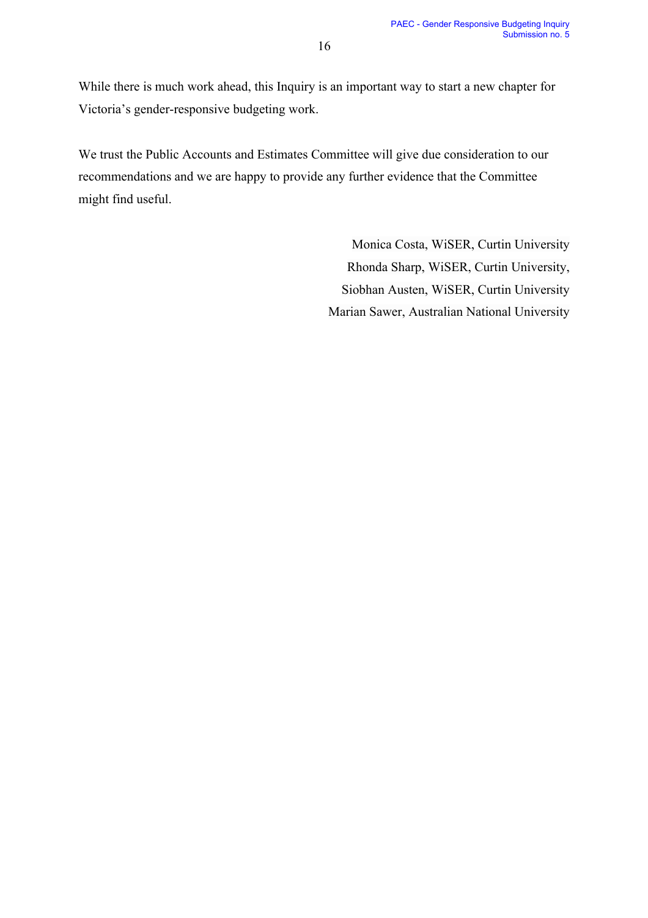While there is much work ahead, this Inquiry is an important way to start a new chapter for Victoria's gender-responsive budgeting work.

We trust the Public Accounts and Estimates Committee will give due consideration to our recommendations and we are happy to provide any further evidence that the Committee might find useful.

Monica Costa, WiSER, Curtin University
Rhonda Sharp, WiSER, Curtin University,
Siobhan Austen, WiSER, Curtin University
Marian Sawer, Australian National University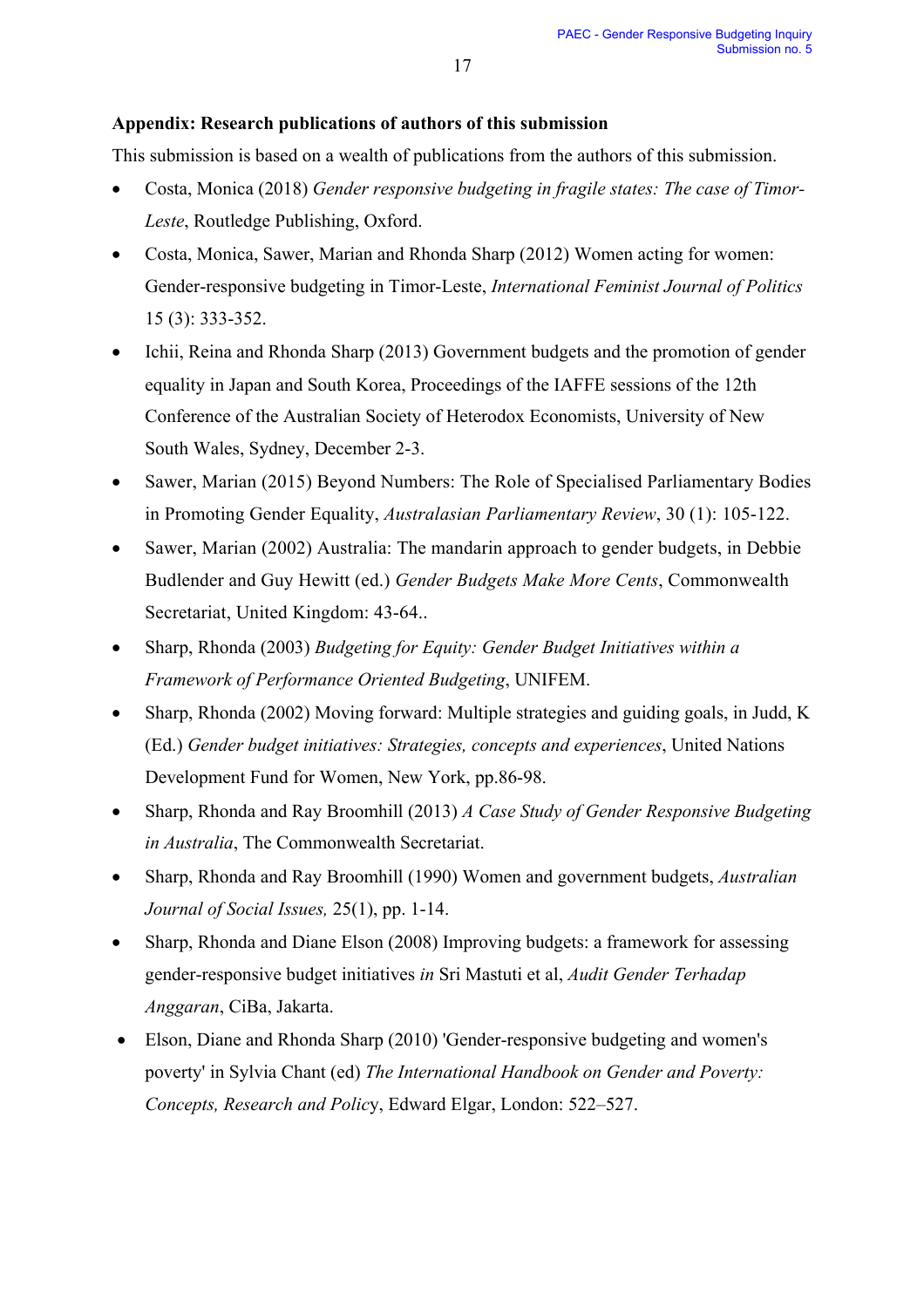**Appendix: Research publications of authors of this submission**

This submission is based on a wealth of publications from the authors of this submission.

- Costa, Monica (2018) *Gender responsive budgeting in fragile states: The case of Timor-Leste*, Routledge Publishing, Oxford.
- Costa, Monica, Sawer, Marian and Rhonda Sharp (2012) Women acting for women: Gender-responsive budgeting in Timor-Leste, *International Feminist Journal of Politics* 15 (3): 333-352.
- Ichii, Reina and Rhonda Sharp (2013) Government budgets and the promotion of gender equality in Japan and South Korea, Proceedings of the IAFFE sessions of the 12th Conference of the Australian Society of Heterodox Economists, University of New South Wales, Sydney, December 2-3.
- Sawer, Marian (2015) Beyond Numbers: The Role of Specialised Parliamentary Bodies in Promoting Gender Equality, *Australasian Parliamentary Review*, 30 (1): 105-122.
- Sawer, Marian (2002) Australia: The mandarin approach to gender budgets, in Debbie Budlender and Guy Hewitt (ed.) *Gender Budgets Make More Cents*, Commonwealth Secretariat, United Kingdom: 43-64..
- Sharp, Rhonda (2003) *Budgeting for Equity: Gender Budget Initiatives within a Framework of Performance Oriented Budgeting*, UNIFEM.
- Sharp, Rhonda (2002) Moving forward: Multiple strategies and guiding goals, in Judd, K (Ed.) *Gender budget initiatives: Strategies, concepts and experiences*, United Nations Development Fund for Women, New York, pp.86-98.
- Sharp, Rhonda and Ray Broomhill (2013) *A Case Study of Gender Responsive Budgeting in Australia*, The Commonwealth Secretariat.
- Sharp, Rhonda and Ray Broomhill (1990) Women and government budgets, *Australian Journal of Social Issues,* 25(1), pp. 1-14.
- Sharp, Rhonda and Diane Elson (2008) Improving budgets: a framework for assessing gender-responsive budget initiatives *in* Sri Mastuti et al, *Audit Gender Terhadap Anggaran*, CiBa, Jakarta.
- Elson, Diane and Rhonda Sharp (2010) 'Gender-responsive budgeting and women's poverty' in Sylvia Chant (ed) *The International Handbook on Gender and Poverty: Concepts, Research and Policy*, Edward Elgar, London: 522–527.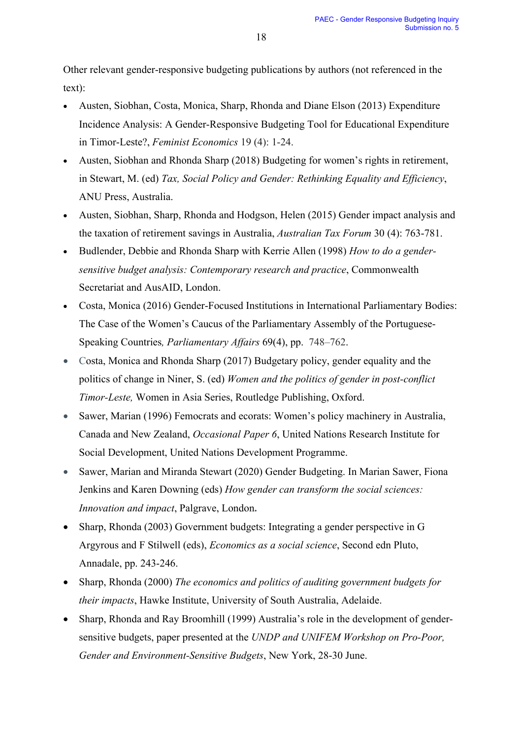Other relevant gender-responsive budgeting publications by authors (not referenced in the text):

- Austen, Siobhan, Costa, Monica, Sharp, Rhonda and Diane Elson (2013) Expenditure Incidence Analysis: A Gender-Responsive Budgeting Tool for Educational Expenditure in Timor-Leste?, *Feminist Economics* 19 (4): 1-24.
- Austen, Siobhan and Rhonda Sharp (2018) Budgeting for women's rights in retirement, in Stewart, M. (ed) *Tax, Social Policy and Gender: Rethinking Equality and Efficiency*, ANU Press, Australia.
- Austen, Siobhan, Sharp, Rhonda and Hodgson, Helen (2015) Gender impact analysis and the taxation of retirement savings in Australia, *Australian Tax Forum* 30 (4): 763-781.
- Budlender, Debbie and Rhonda Sharp with Kerrie Allen (1998) *How to do a gender-sensitive budget analysis: Contemporary research and practice*, Commonwealth Secretariat and AusAID, London.
- Costa, Monica (2016) Gender-Focused Institutions in International Parliamentary Bodies: The Case of the Women's Caucus of the Parliamentary Assembly of the Portuguese-Speaking Countries*, Parliamentary Affairs* 69(4), pp. 748–762.
- Costa, Monica and Rhonda Sharp (2017) Budgetary policy, gender equality and the politics of change in Niner, S. (ed) *Women and the politics of gender in post-conflict Timor-Leste,* Women in Asia Series, Routledge Publishing, Oxford.
- Sawer, Marian (1996) Femocrats and ecorats: Women's policy machinery in Australia, Canada and New Zealand, *Occasional Paper 6*, United Nations Research Institute for Social Development, United Nations Development Programme.
- Sawer, Marian and Miranda Stewart (2020) Gender Budgeting. In Marian Sawer, Fiona Jenkins and Karen Downing (eds) *How gender can transform the social sciences: Innovation and impact*, Palgrave, London**.**
- Sharp, Rhonda (2003) Government budgets: Integrating a gender perspective in G Argyrous and F Stilwell (eds), *Economics as a social science*, Second edn Pluto, Annadale, pp. 243-246.
- Sharp, Rhonda (2000) *The economics and politics of auditing government budgets for their impacts*, Hawke Institute, University of South Australia, Adelaide.
- Sharp, Rhonda and Ray Broomhill (1999) Australia's role in the development of gender-sensitive budgets, paper presented at the *UNDP and UNIFEM Workshop on Pro-Poor, Gender and Environment-Sensitive Budgets*, New York, 28-30 June.